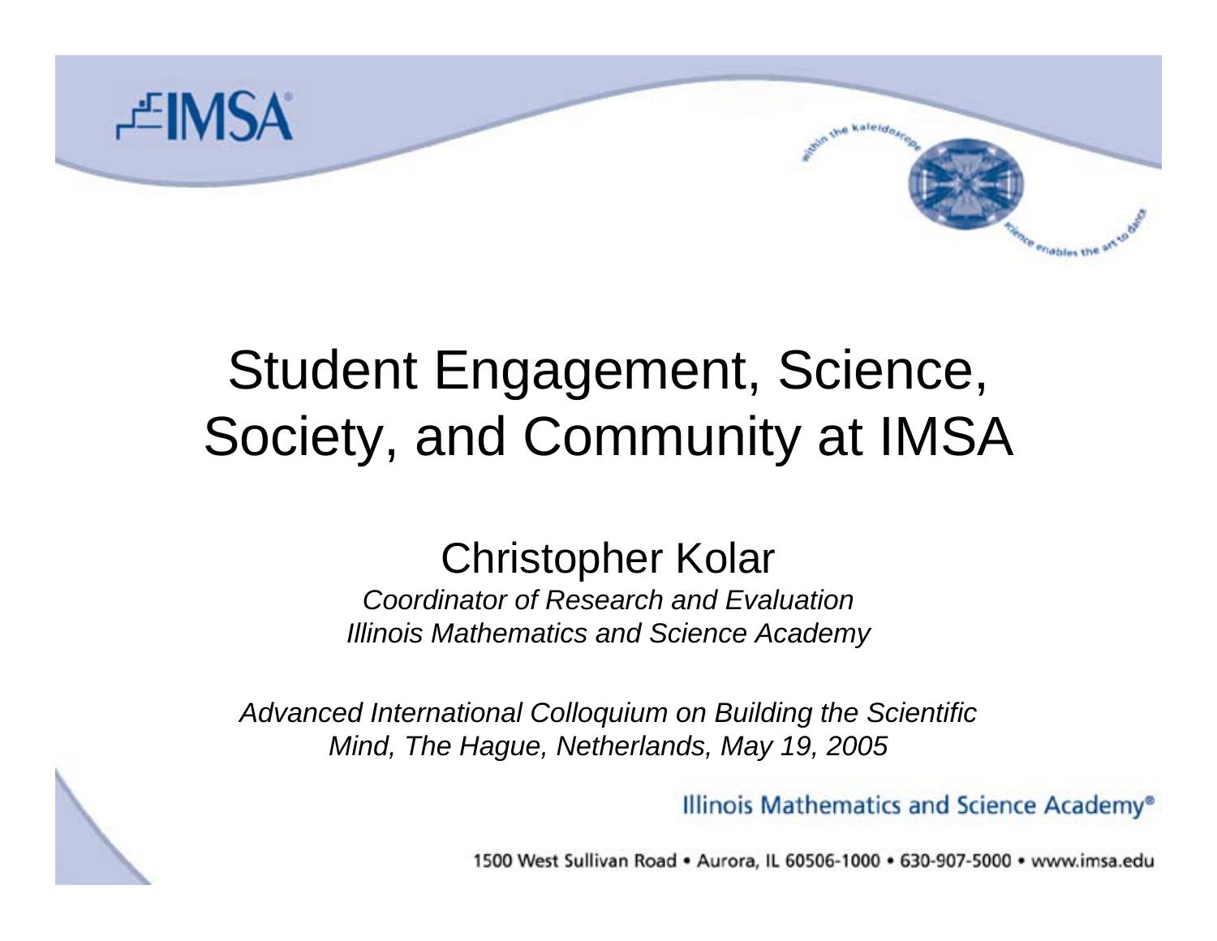IMSA

# Student Engagement, Science, Society, and Community at IMSA

## Christopher Kolar

*Coordinator of Research and Evaluation*
*Illinois Mathematics and Science Academy*

*Advanced International Colloquium on Building the Scientific Mind, The Hague, Netherlands, May 19, 2005*

Illinois Mathematics and Science Academy®

1500 West Sullivan Road • Aurora, IL 60506-1000 • 630-907-5000 • www.imsa.edu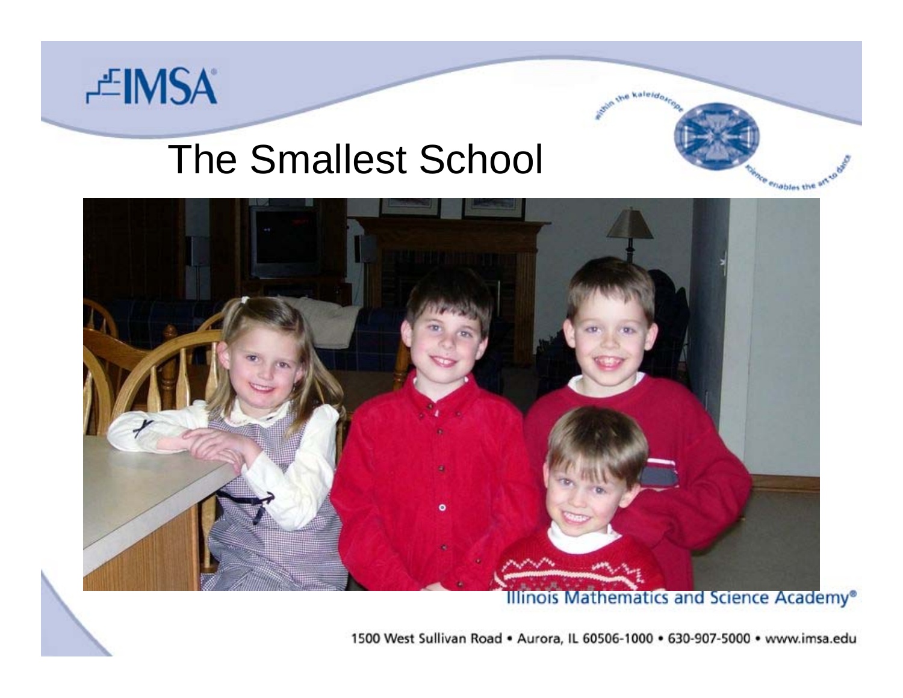# The Smallest School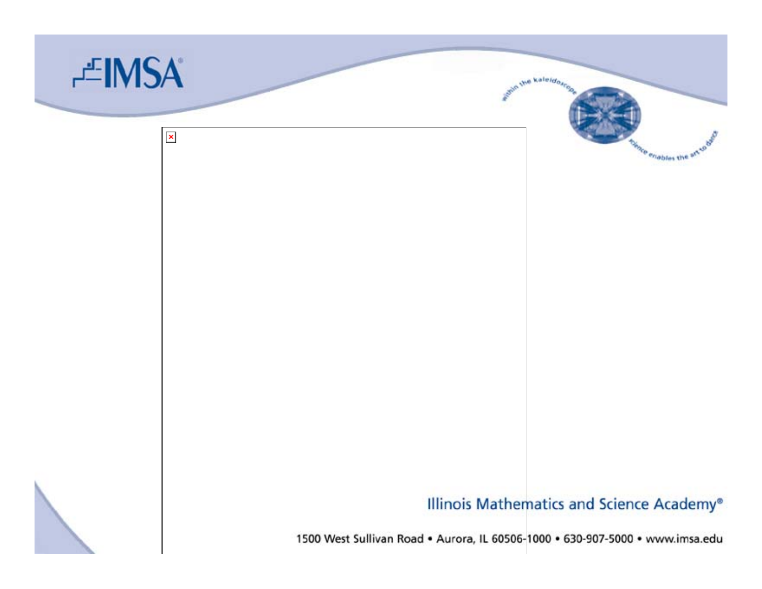Illinois Mathematics and Science Academy®

1500 West Sullivan Road • Aurora, IL 60506-1000 • 630-907-5000 • www.imsa.edu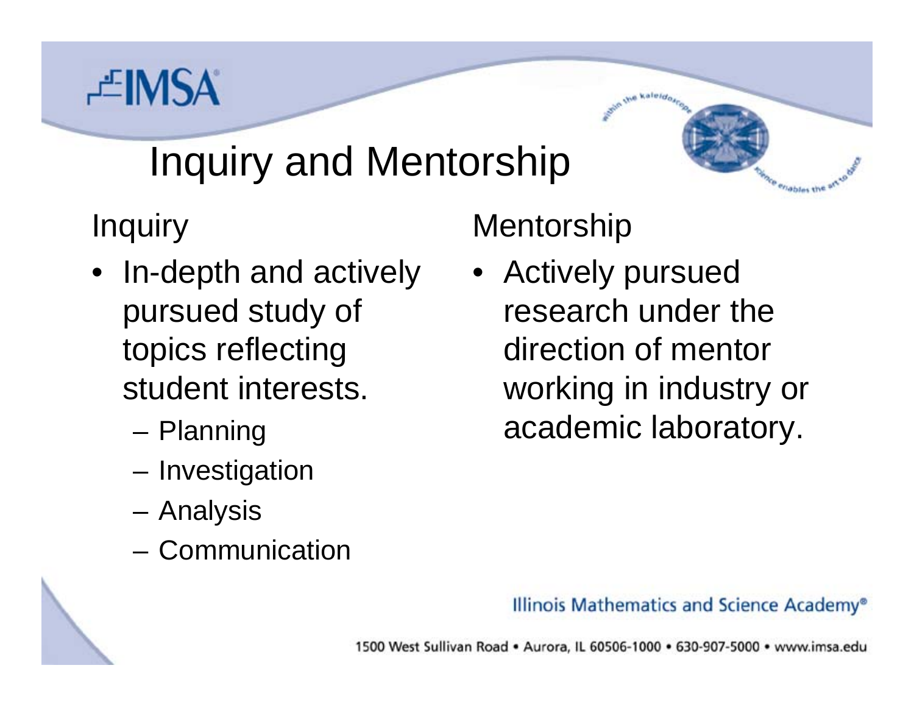# Inquiry and Mentorship

## Inquiry

- In-depth and actively pursued study of topics reflecting student interests.
  - Planning
  - Investigation
  - Analysis
  - Communication

## Mentorship

- Actively pursued research under the direction of mentor working in industry or academic laboratory.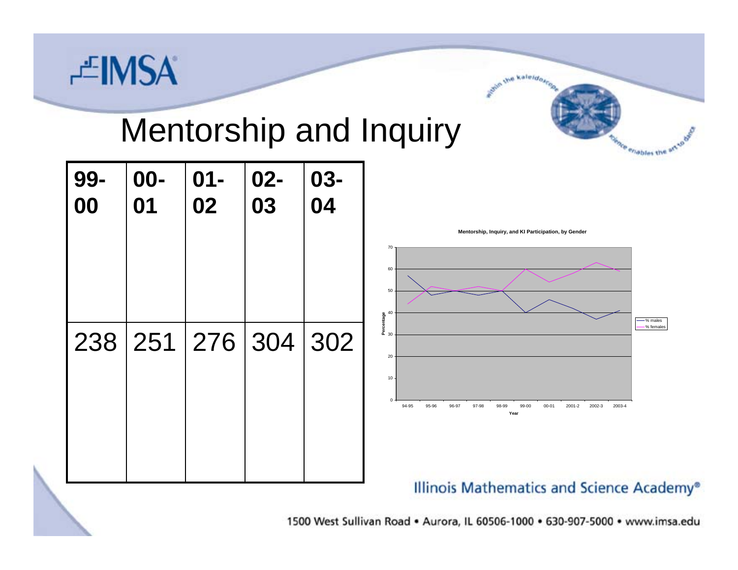# Mentorship and Inquiry

| 99-00 | 00-01 | 01-02 | 02-03 | 03-04 |
|---|---|---|---|---|
| 238 | 251 | 276 | 304 | 302 |

**Mentorship, Inquiry, and KI Participation, by Gender**

Percentage

Year: 94-95, 95-96, 96-97, 97-98, 98-99, 99-00, 00-01, 2001-2, 2002-3, 2003-4

— % males
— % females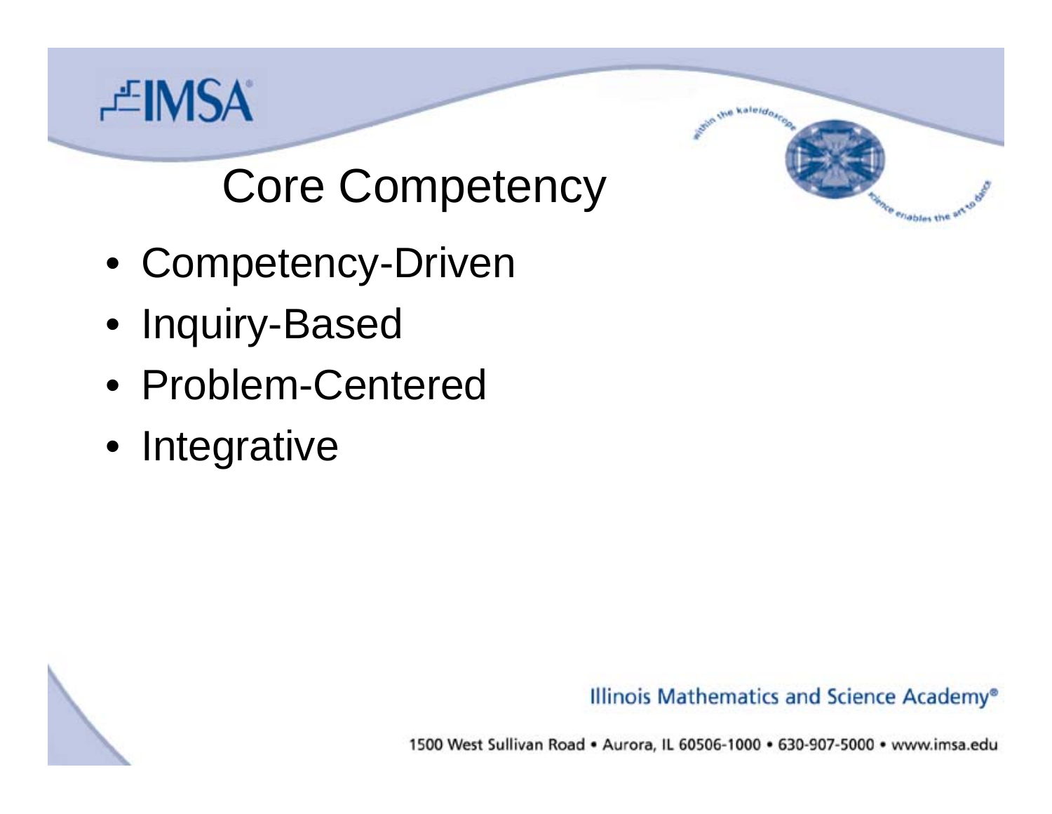# Core Competency

- Competency-Driven
- Inquiry-Based
- Problem-Centered
- Integrative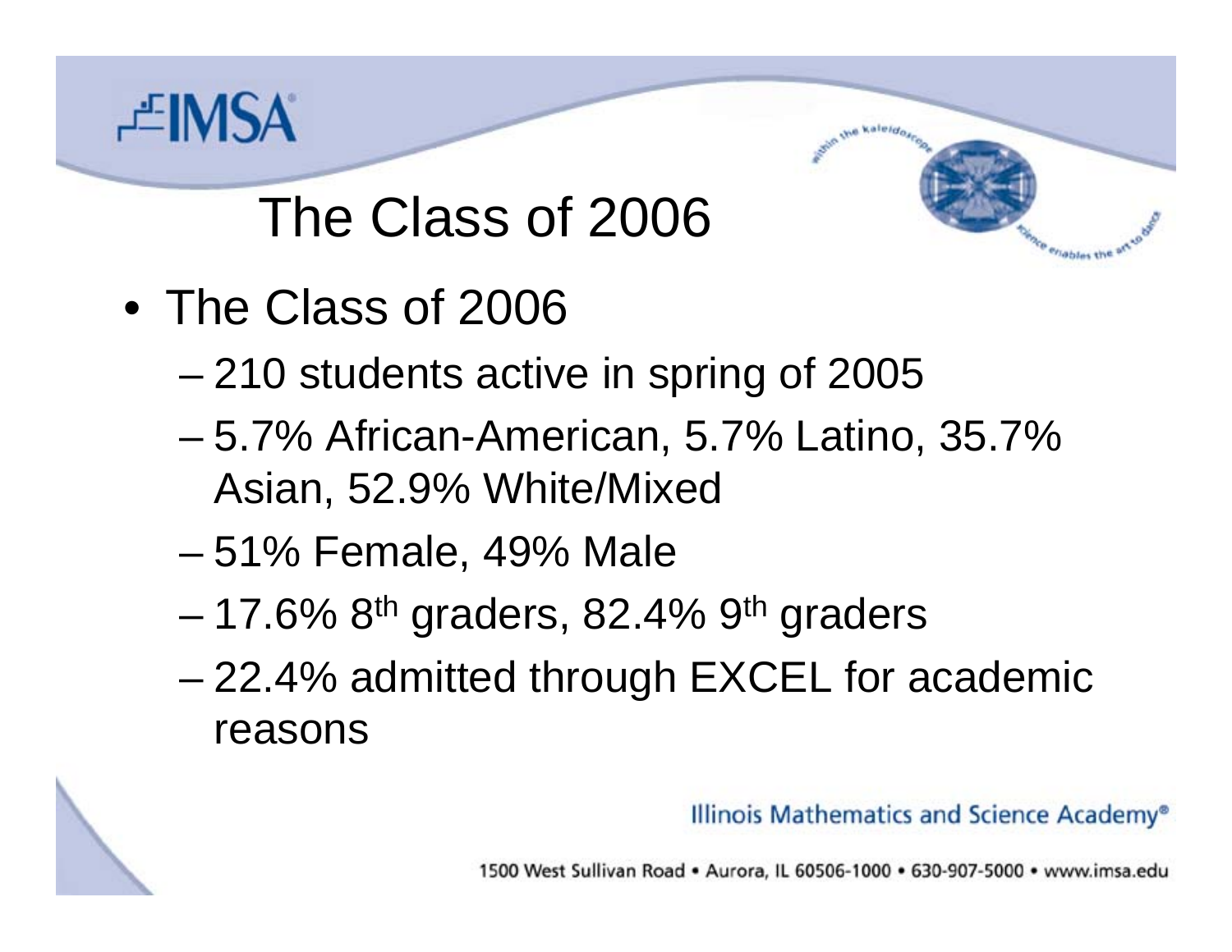# The Class of 2006

- The Class of 2006
  - 210 students active in spring of 2005
  - 5.7% African-American, 5.7% Latino, 35.7% Asian, 52.9% White/Mixed
  - 51% Female, 49% Male
  - 17.6% 8th graders, 82.4% 9th graders
  - 22.4% admitted through EXCEL for academic reasons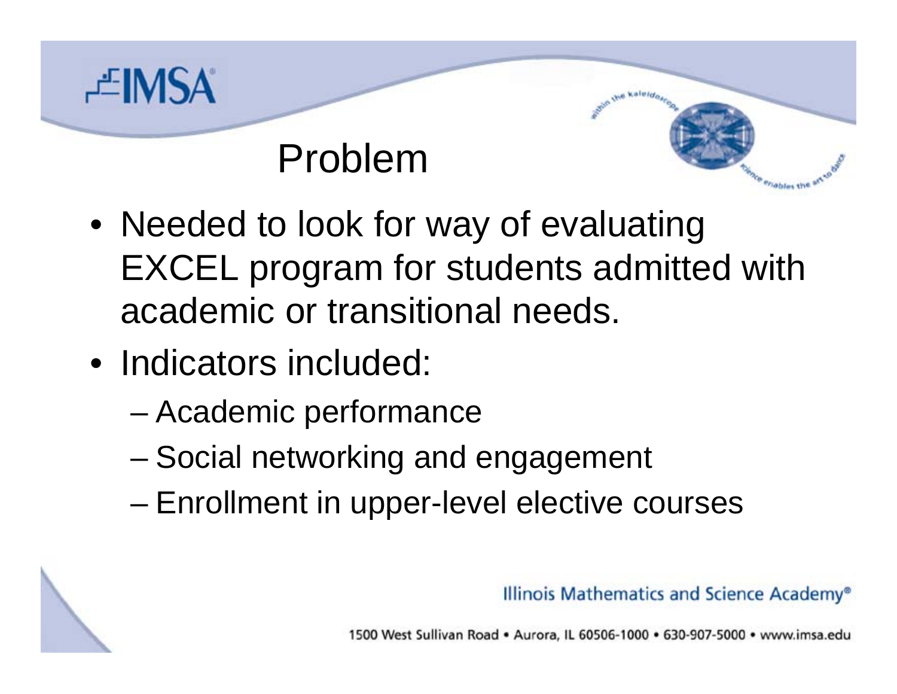# Problem

- Needed to look for way of evaluating EXCEL program for students admitted with academic or transitional needs.
- Indicators included:
  - Academic performance
  - Social networking and engagement
  - Enrollment in upper-level elective courses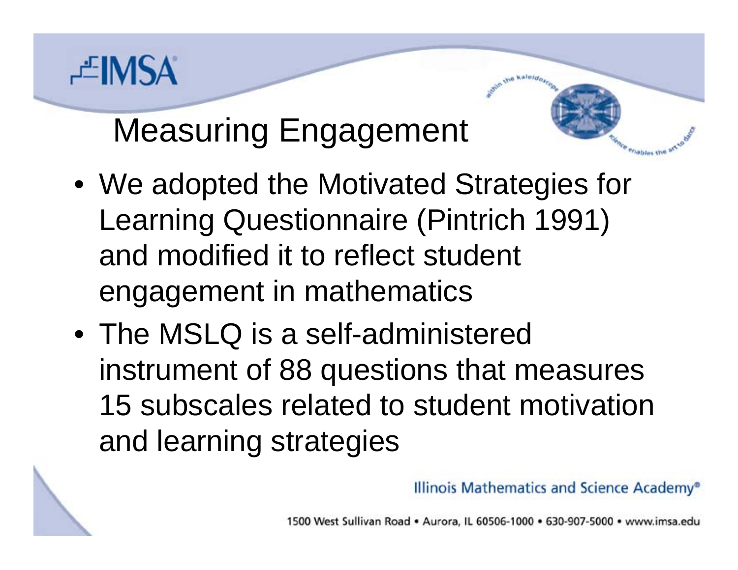## Measuring Engagement

- We adopted the Motivated Strategies for Learning Questionnaire (Pintrich 1991) and modified it to reflect student engagement in mathematics
- The MSLQ is a self-administered instrument of 88 questions that measures 15 subscales related to student motivation and learning strategies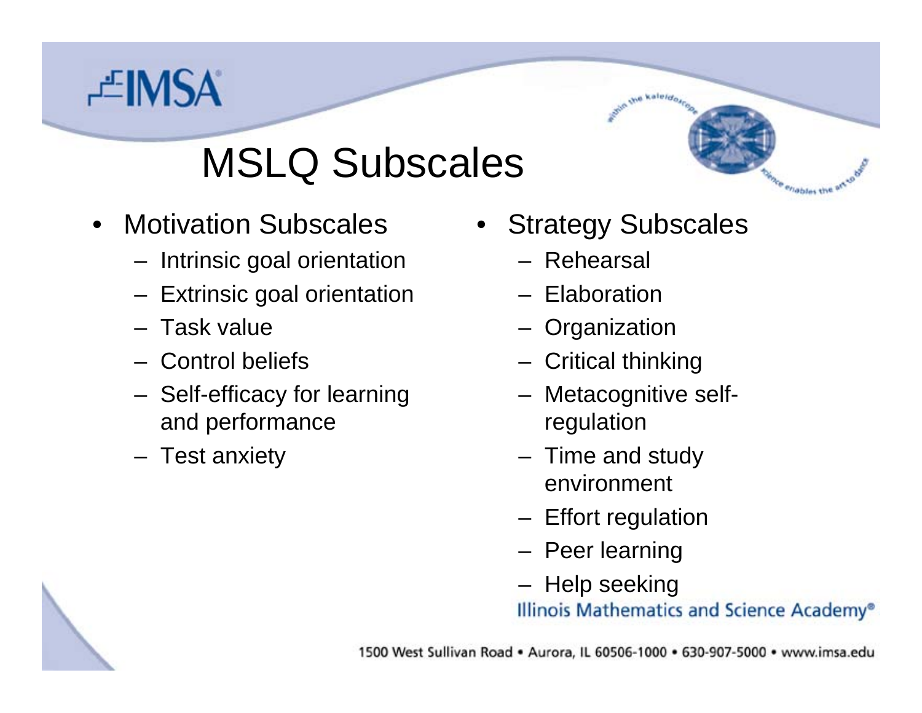# MSLQ Subscales

- Motivation Subscales
  - Intrinsic goal orientation
  - Extrinsic goal orientation
  - Task value
  - Control beliefs
  - Self-efficacy for learning and performance
  - Test anxiety

- Strategy Subscales
  - Rehearsal
  - Elaboration
  - Organization
  - Critical thinking
  - Metacognitive self-regulation
  - Time and study environment
  - Effort regulation
  - Peer learning
  - Help seeking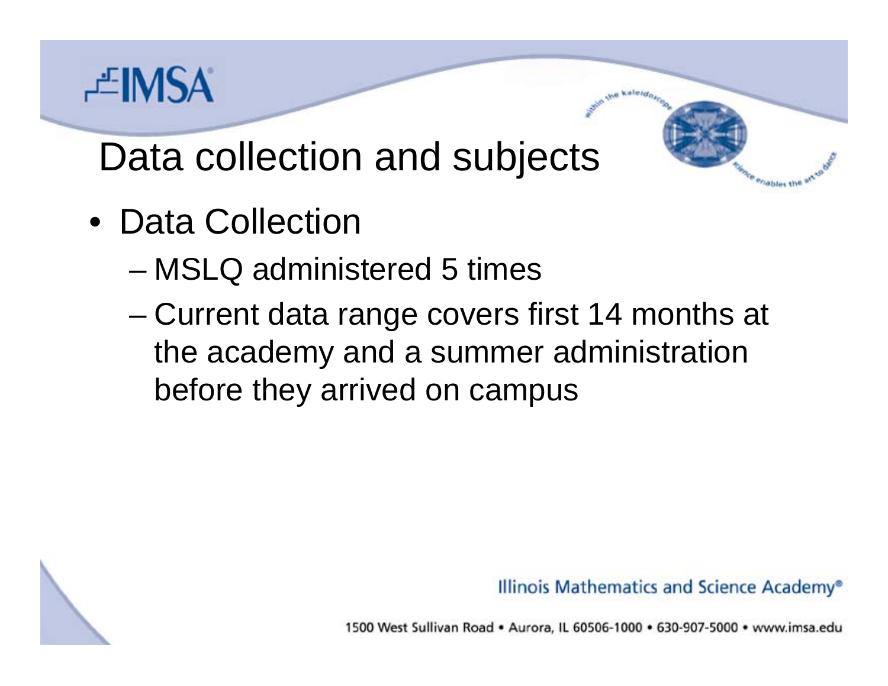# Data collection and subjects

- Data Collection
  - MSLQ administered 5 times
  - Current data range covers first 14 months at the academy and a summer administration before they arrived on campus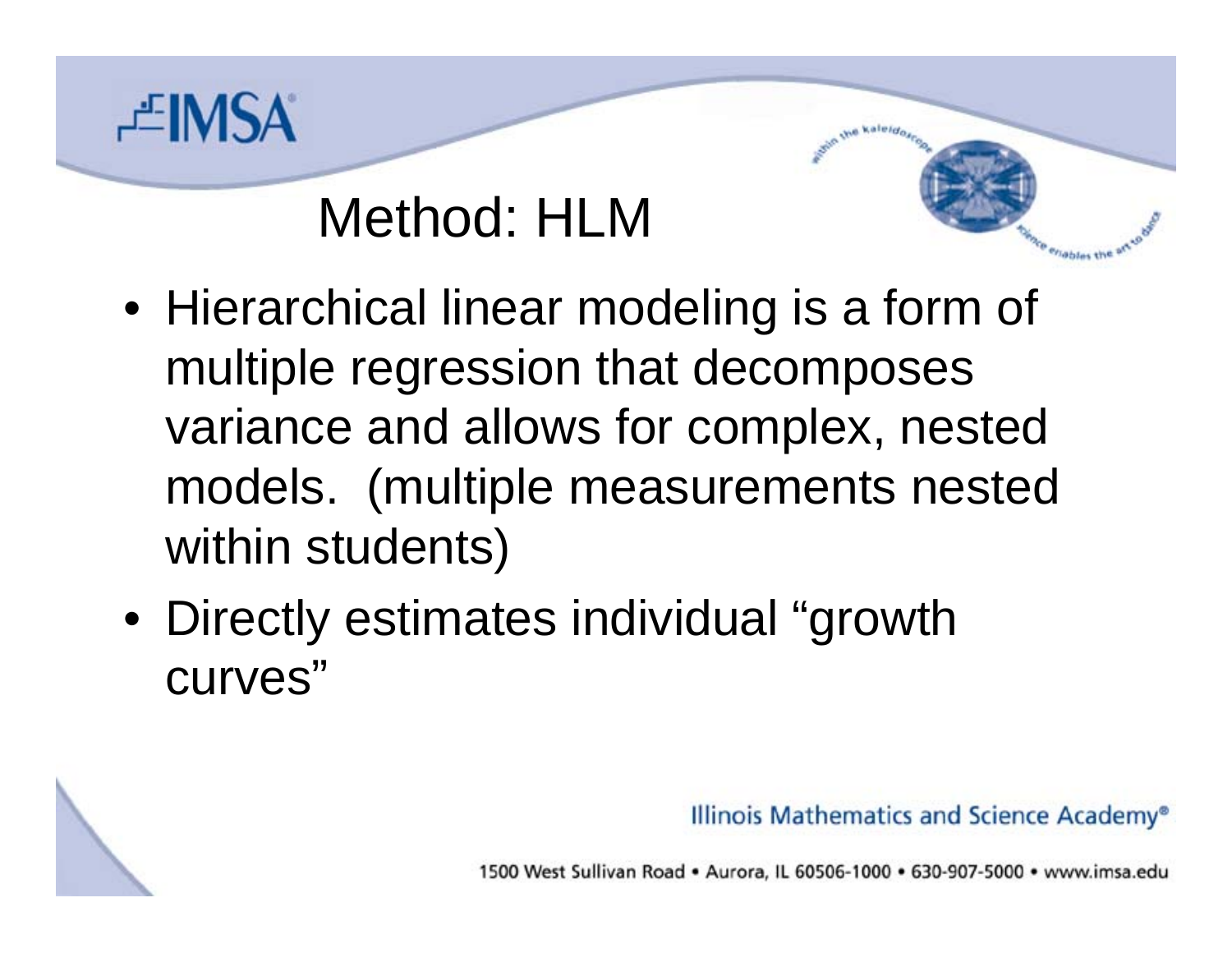## Method: HLM

- Hierarchical linear modeling is a form of multiple regression that decomposes variance and allows for complex, nested models. (multiple measurements nested within students)
- Directly estimates individual "growth curves"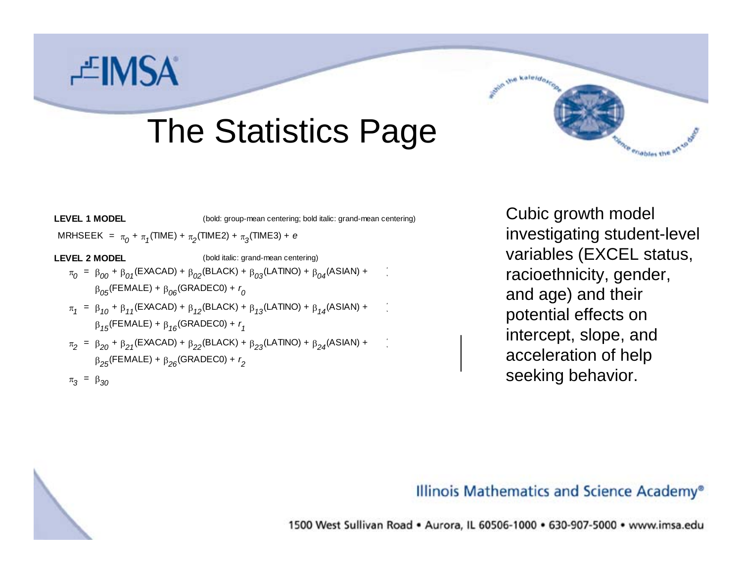# The Statistics Page

**LEVEL 1 MODEL** (bold: group-mean centering; bold italic: grand-mean centering)

$$MRHSEEK = \pi_0 + \pi_1(TIME) + \pi_2(TIME2) + \pi_3(TIME3) + e$$

**LEVEL 2 MODEL** (bold italic: grand-mean centering)

$$\pi_0 = \beta_{00} + \beta_{01}(EXACAD) + \beta_{02}(BLACK) + \beta_{03}(LATINO) + \beta_{04}(ASIAN) + \beta_{05}(FEMALE) + \beta_{06}(GRADEC0) + r_0$$

$$\pi_1 = \beta_{10} + \beta_{11}(EXACAD) + \beta_{12}(BLACK) + \beta_{13}(LATINO) + \beta_{14}(ASIAN) + \beta_{15}(FEMALE) + \beta_{16}(GRADEC0) + r_1$$

$$\pi_2 = \beta_{20} + \beta_{21}(EXACAD) + \beta_{22}(BLACK) + \beta_{23}(LATINO) + \beta_{24}(ASIAN) + \beta_{25}(FEMALE) + \beta_{26}(GRADEC0) + r_2$$

$$\pi_3 = \beta_{30}$$

Cubic growth model investigating student-level variables (EXCEL status, racioethnicity, gender, and age) and their potential effects on intercept, slope, and acceleration of help seeking behavior.

Illinois Mathematics and Science Academy®

1500 West Sullivan Road • Aurora, IL 60506-1000 • 630-907-5000 • www.imsa.edu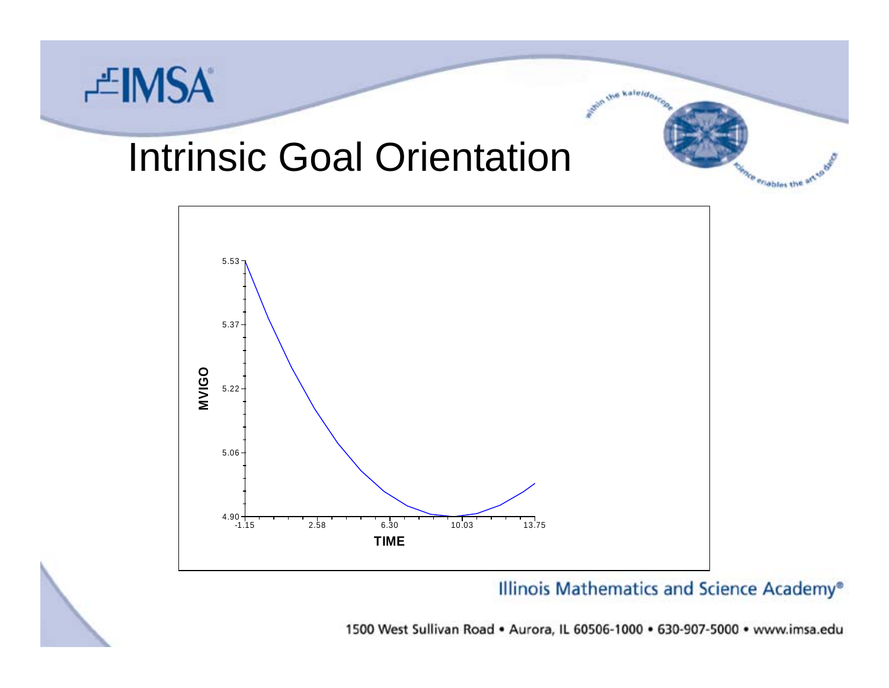# Intrinsic Goal Orientation

MVIGO

5.53

5.37

5.22

5.06

4.90

-1.15 2.58 6.30 10.03 13.75

TIME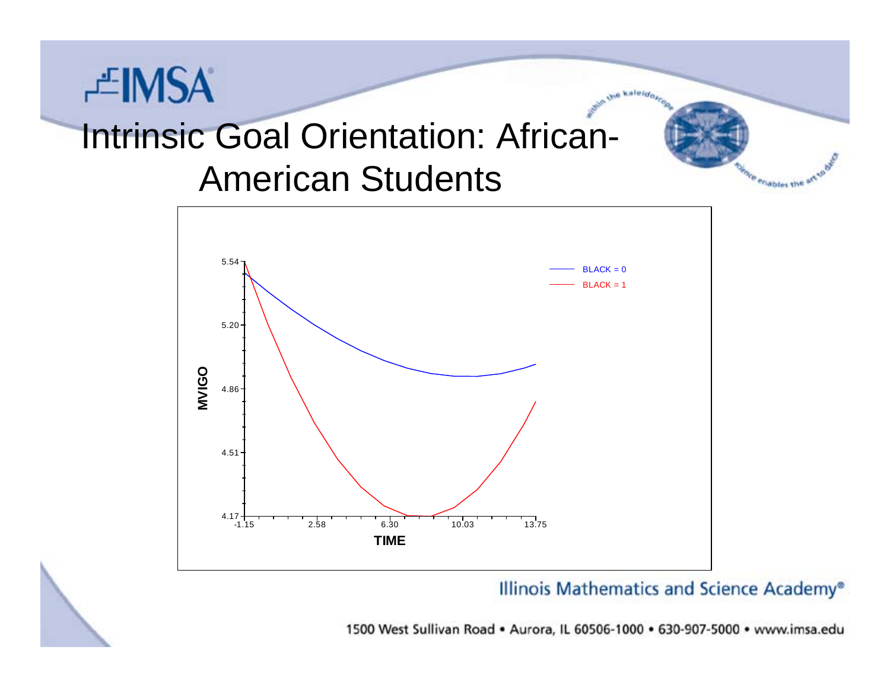# Intrinsic Goal Orientation: African-American Students

MVIGO (y-axis: 4.17, 4.51, 4.86, 5.20, 5.54)

TIME (x-axis: -1.15, 2.58, 6.30, 10.03, 13.75)

BLACK = 0

BLACK = 1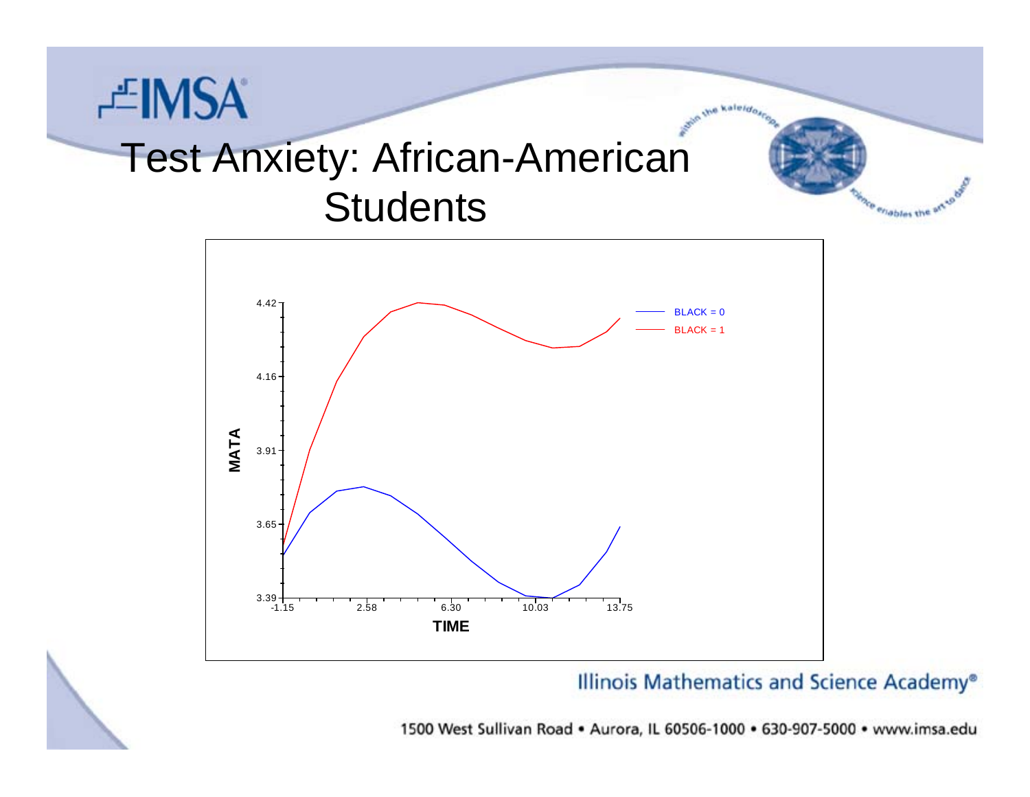# Test Anxiety: African-American Students

MATA

4.42

4.16

3.91

3.65

3.39

-1.15 2.58 6.30 10.03 13.75

TIME

BLACK = 0

BLACK = 1

Illinois Mathematics and Science Academy®

1500 West Sullivan Road • Aurora, IL 60506-1000 • 630-907-5000 • www.imsa.edu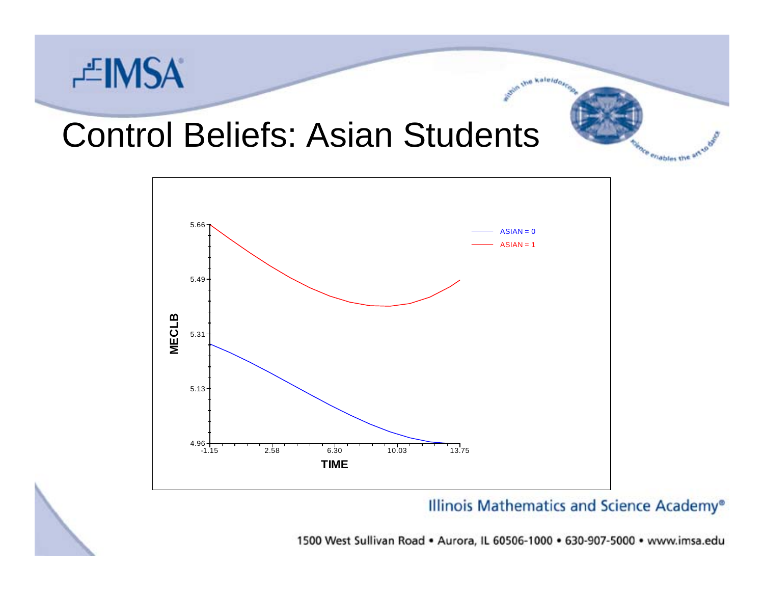# Control Beliefs: Asian Students

MECLB

5.66

5.49

5.31

5.13

4.96

-1.15 2.58 6.30 10.03 13.75

TIME

ASIAN = 0

ASIAN = 1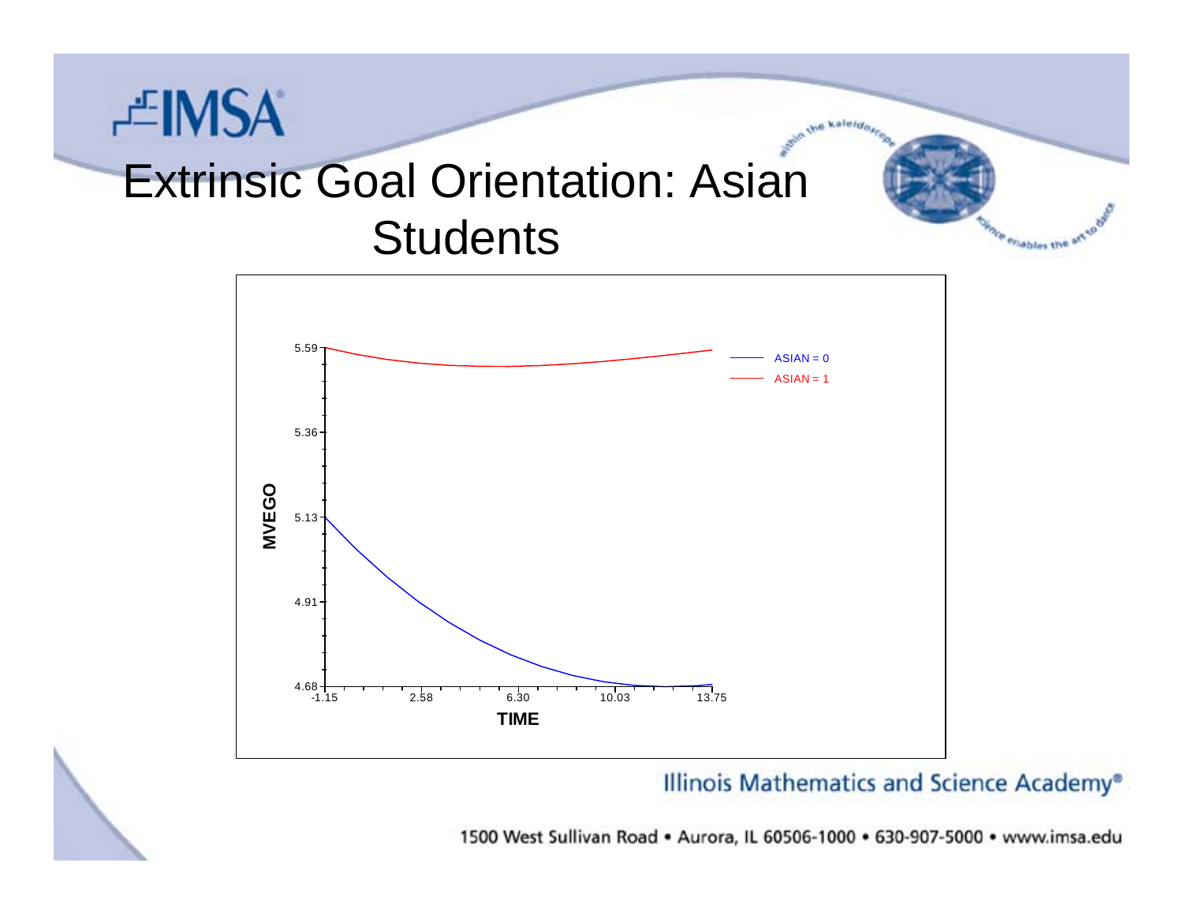# Extrinsic Goal Orientation: Asian Students

MVEGO

5.59
5.36
5.13
4.91
4.68

-1.15
2.58
6.30
10.03
13.75

TIME

ASIAN = 0
ASIAN = 1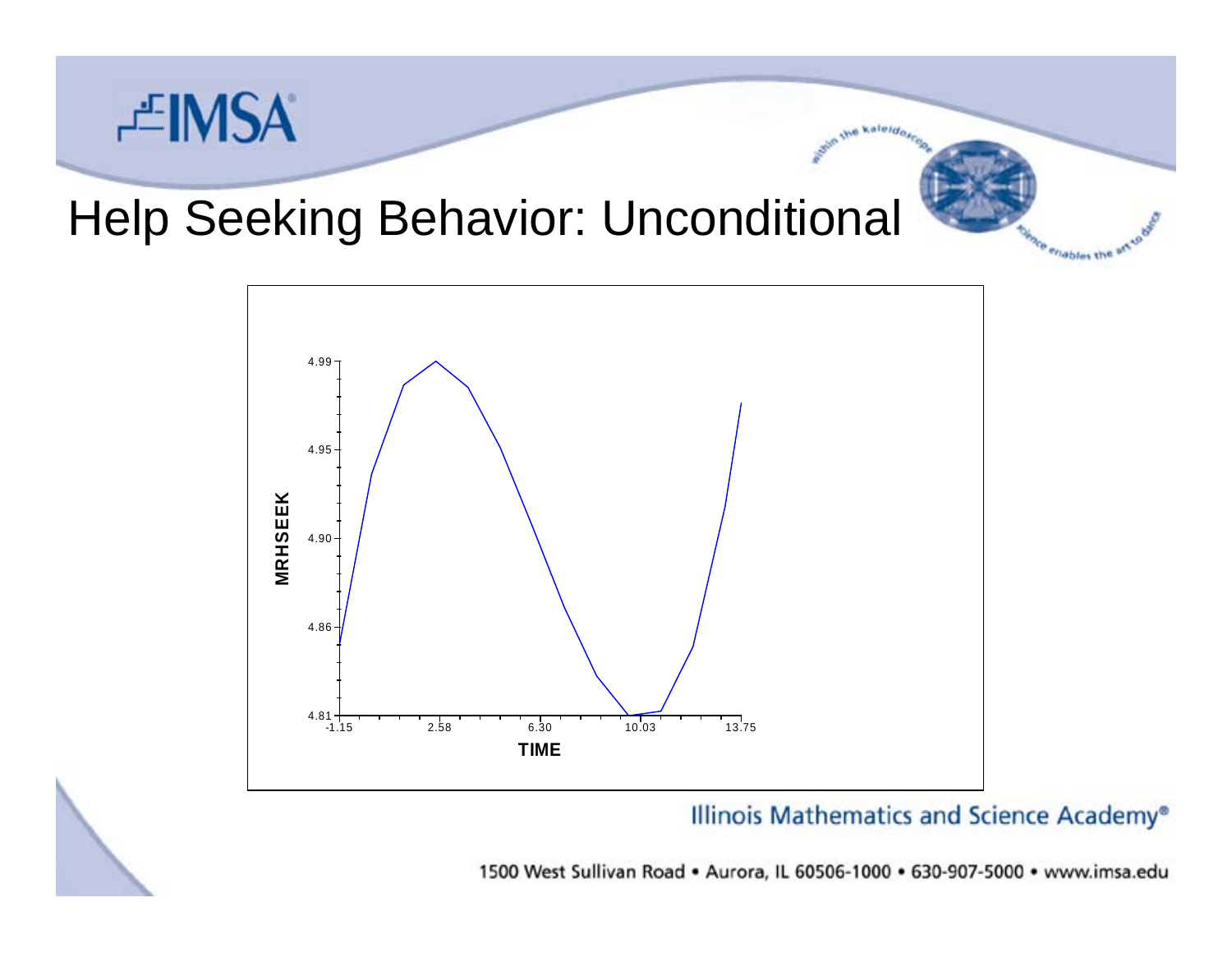# Help Seeking Behavior: Unconditional

MRHSEEK

4.99

4.95

4.90

4.86

4.81

-1.15 2.58 6.30 10.03 13.75

TIME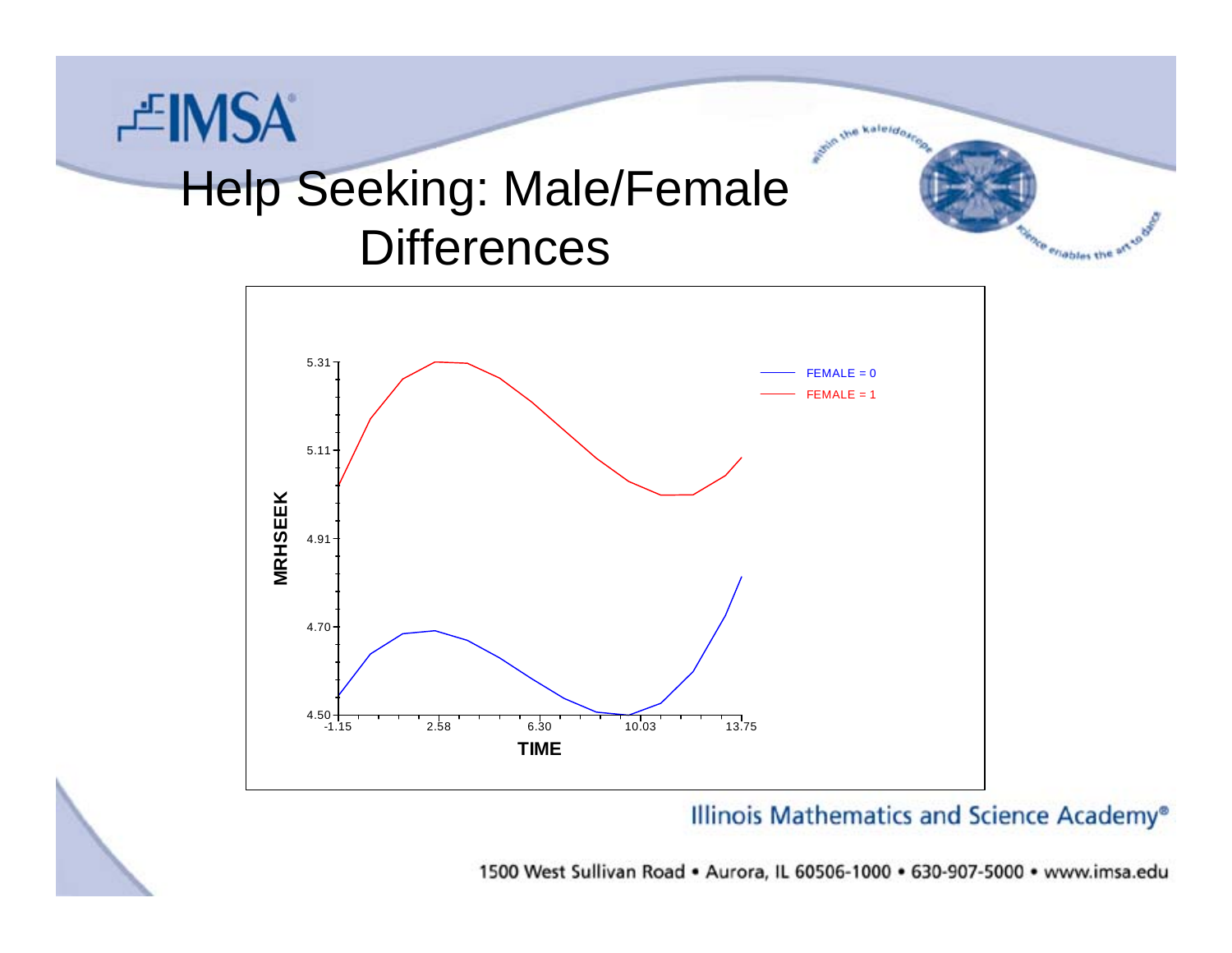# Help Seeking: Male/Female Differences

MRHSEEK

5.31

5.11

4.91

4.70

4.50

-1.15 2.58 6.30 10.03 13.75

TIME

FEMALE = 0

FEMALE = 1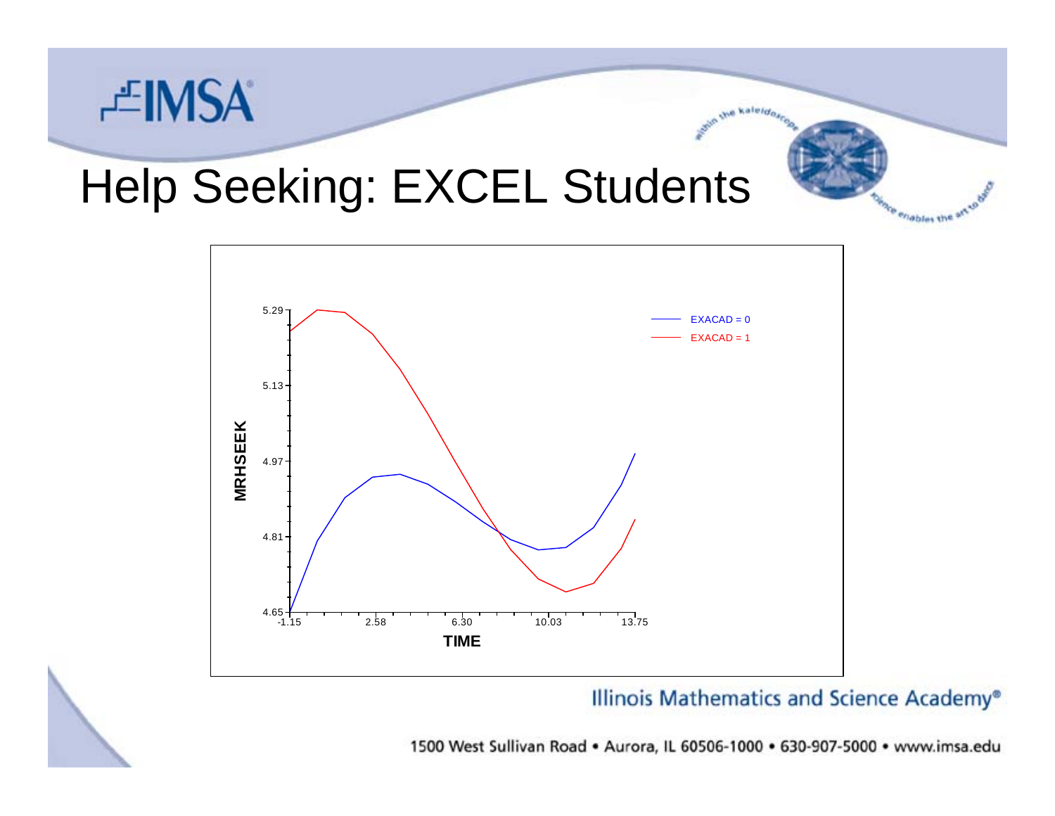# Help Seeking: EXCEL Students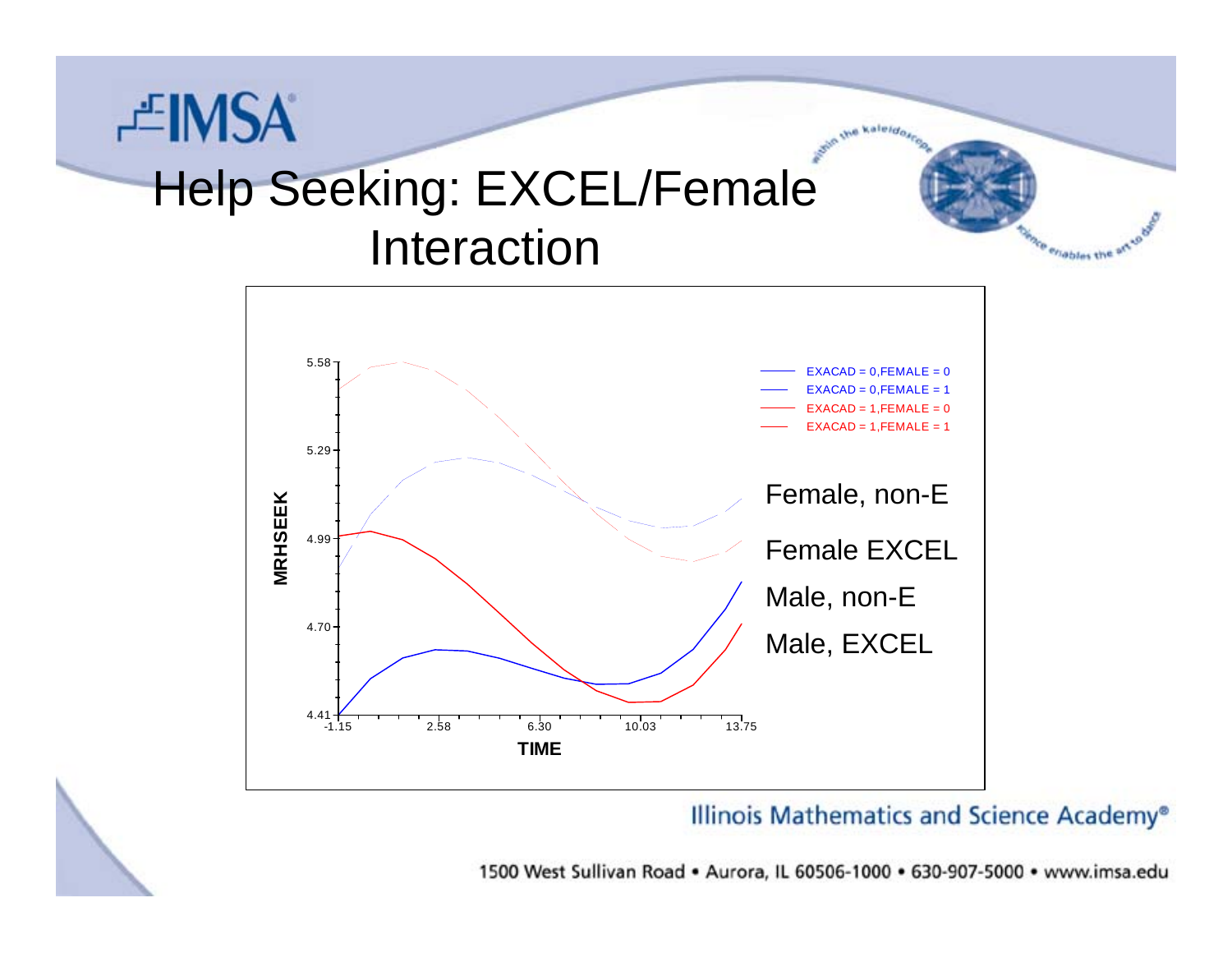# Help Seeking: EXCEL/Female Interaction

MRHSEEK

5.58

5.29

4.99

4.70

4.41

-1.15 2.58 6.30 10.03 13.75

TIME

EXACAD = 0,FEMALE = 0
EXACAD = 0,FEMALE = 1
EXACAD = 1,FEMALE = 0
EXACAD = 1,FEMALE = 1

Female, non-E

Female EXCEL

Male, non-E

Male, EXCEL

Illinois Mathematics and Science Academy®

1500 West Sullivan Road • Aurora, IL 60506-1000 • 630-907-5000 • www.imsa.edu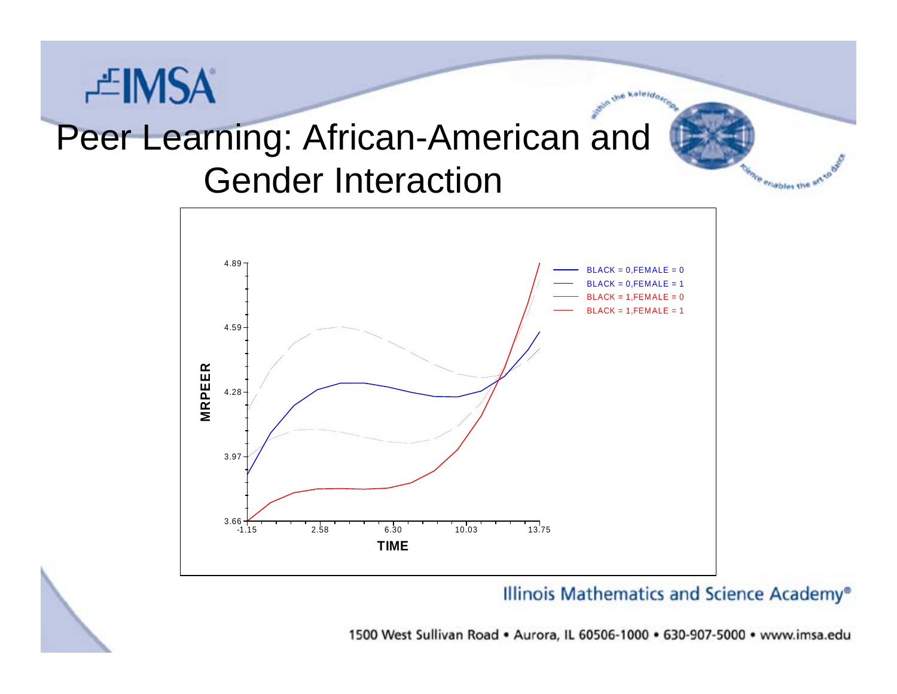# Peer Learning: African-American and Gender Interaction

MRPEER

4.89

4.59

4.28

3.97

3.66

-1.15 | 2.58 | 6.30 | 10.03 | 13.75

TIME

BLACK = 0,FEMALE = 0
BLACK = 0,FEMALE = 1
BLACK = 1,FEMALE = 0
BLACK = 1,FEMALE = 1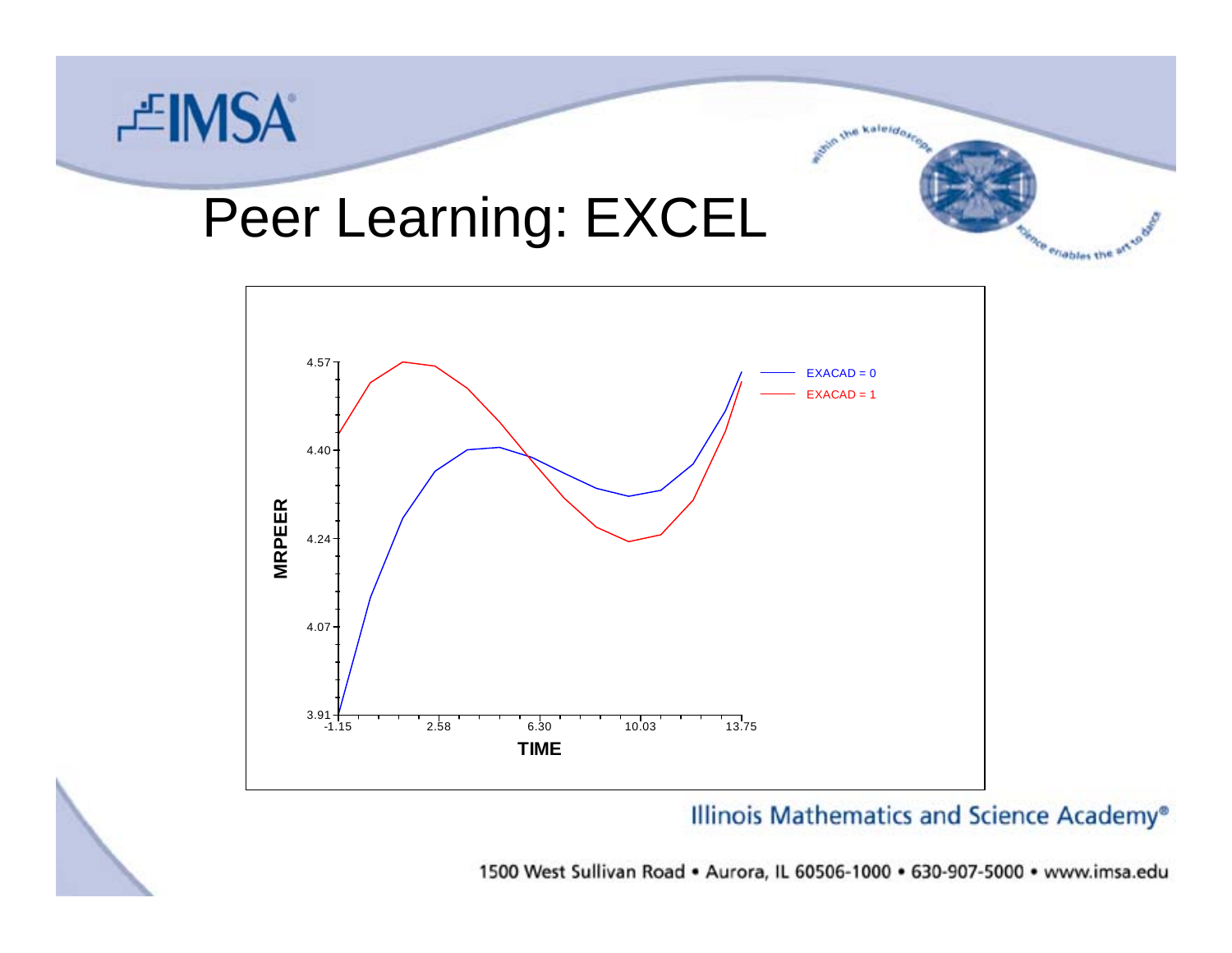# Peer Learning: EXCEL

MRPEER

4.57
4.40
4.24
4.07
3.91

-1.15 2.58 6.30 10.03 13.75

TIME

EXACAD = 0
EXACAD = 1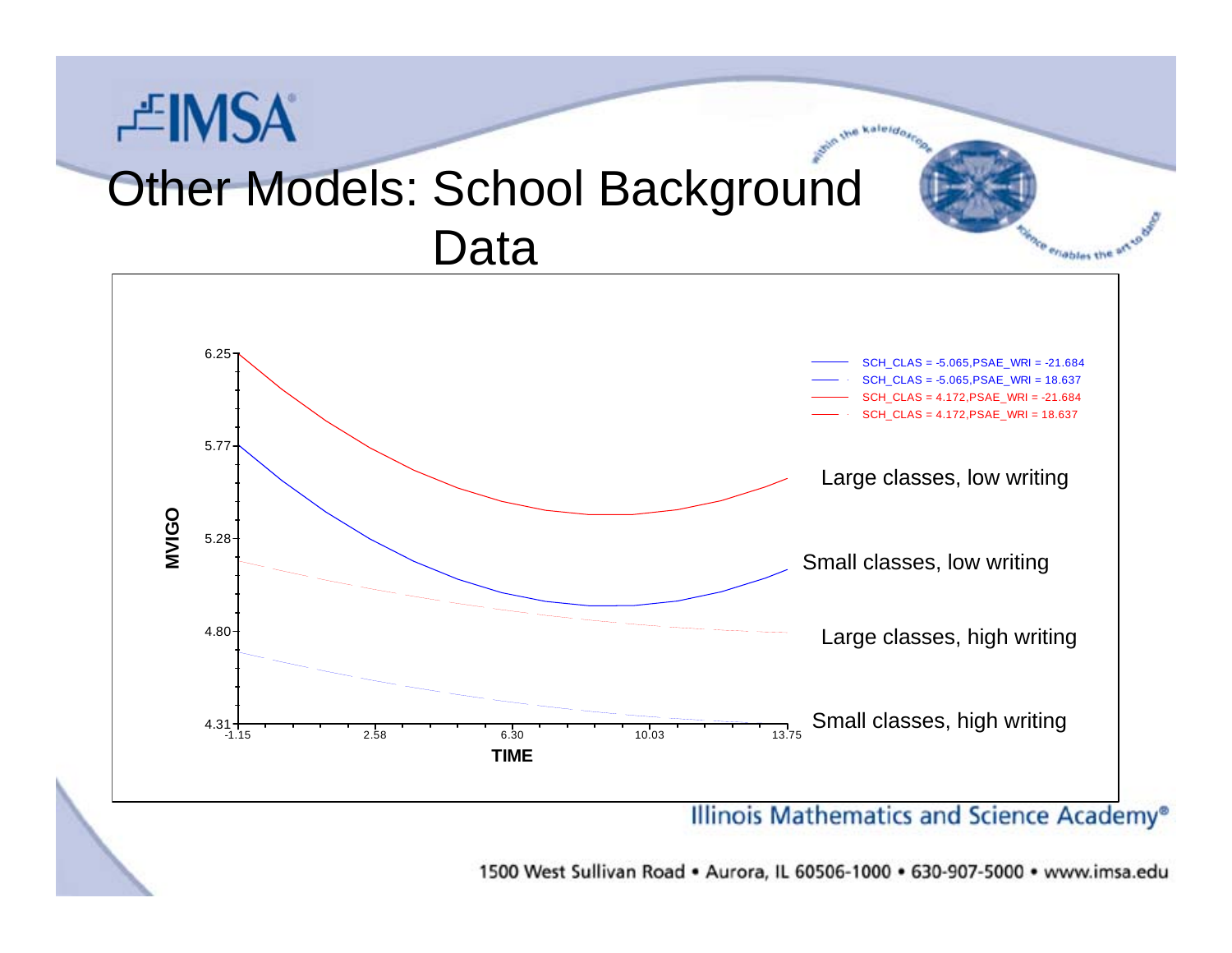# Other Models: School Background Data

MVIGO

6.25
5.77
5.28
4.80
4.31

TIME

-1.15 2.58 6.30 10.03 13.75

SCH_CLAS = -5.065,PSAE_WRI = -21.684
SCH_CLAS = -5.065,PSAE_WRI = 18.637
SCH_CLAS = 4.172,PSAE_WRI = -21.684
SCH_CLAS = 4.172,PSAE_WRI = 18.637

Large classes, low writing

Small classes, low writing

Large classes, high writing

Small classes, high writing

Illinois Mathematics and Science Academy®

1500 West Sullivan Road • Aurora, IL 60506-1000 • 630-907-5000 • www.imsa.edu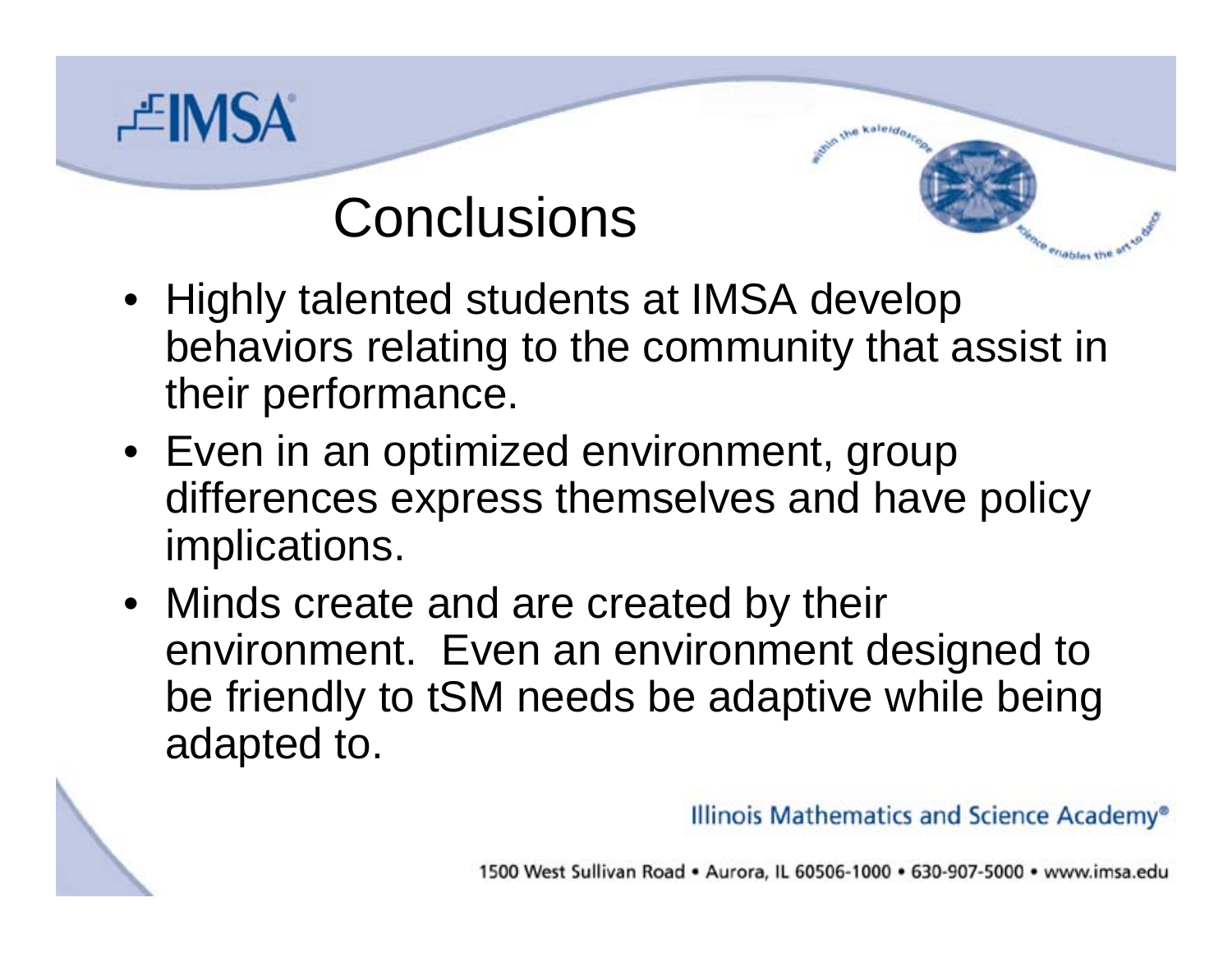# Conclusions

- Highly talented students at IMSA develop behaviors relating to the community that assist in their performance.
- Even in an optimized environment, group differences express themselves and have policy implications.
- Minds create and are created by their environment. Even an environment designed to be friendly to tSM needs be adaptive while being adapted to.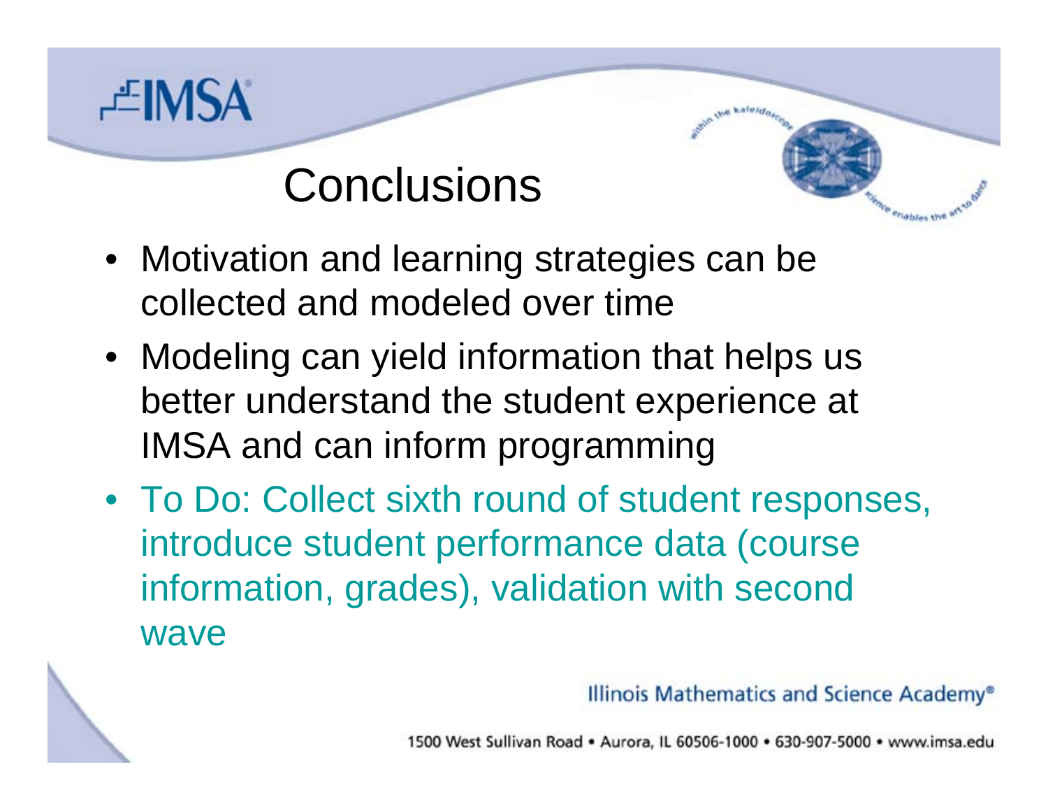# Conclusions

- Motivation and learning strategies can be collected and modeled over time
- Modeling can yield information that helps us better understand the student experience at IMSA and can inform programming
- To Do: Collect sixth round of student responses, introduce student performance data (course information, grades), validation with second wave